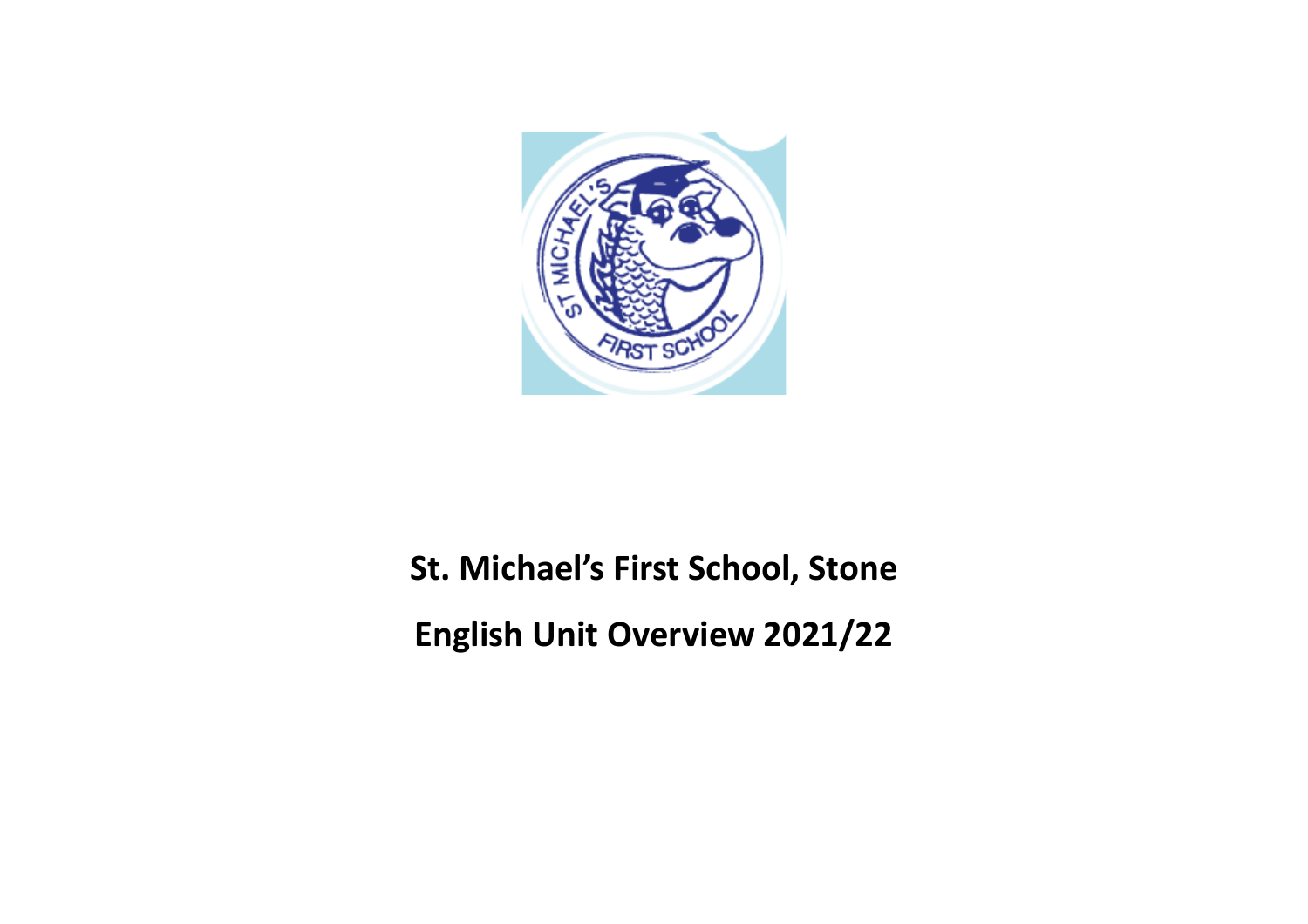# St. Michael's First School, Stone

## English Unit Overview 2021/22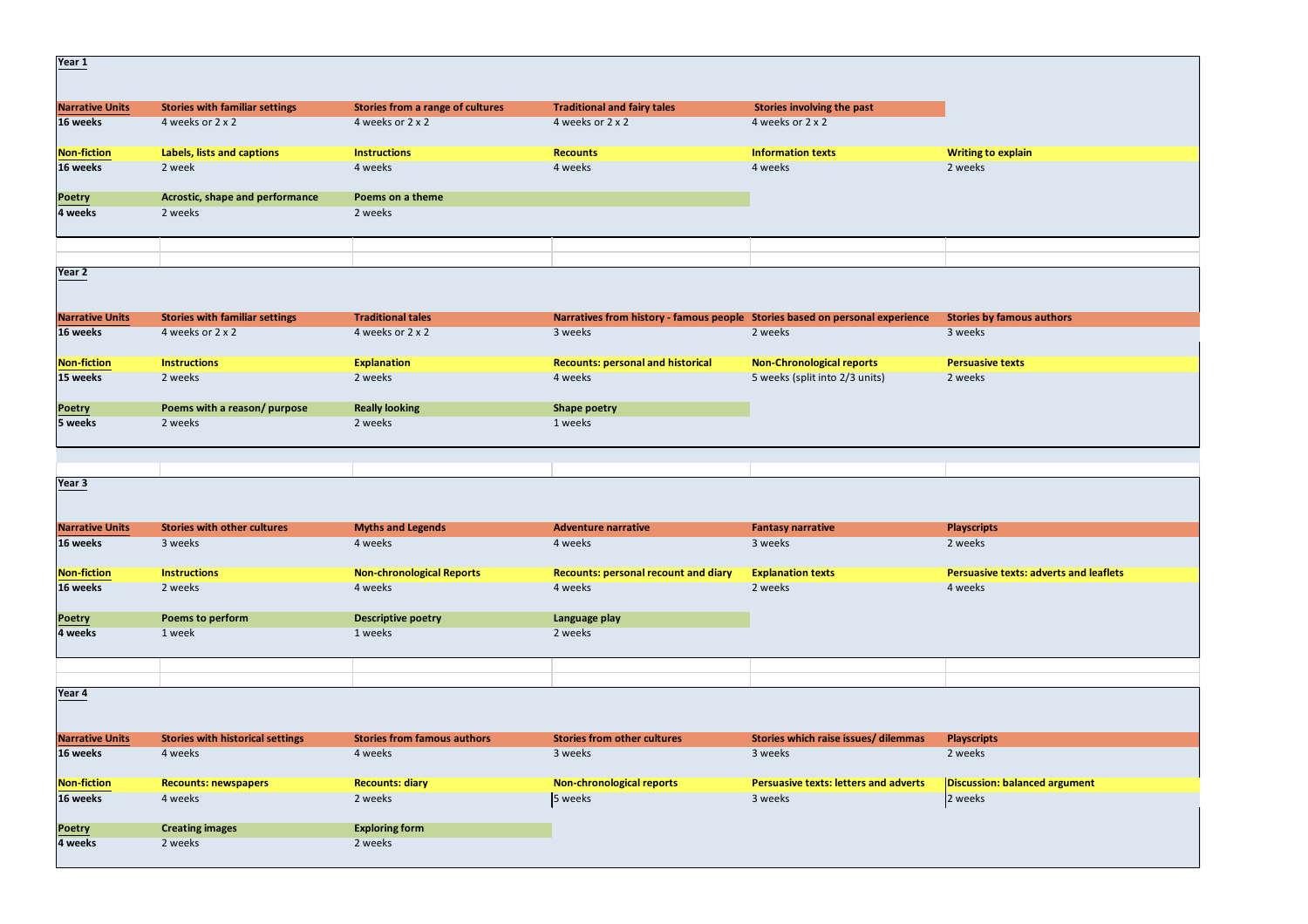## Year 1

| Narrative Units | Stories with familiar settings | Stories from a range of cultures | Traditional and fairy tales | Stories involving the past | |
|---|---|---|---|---|---|
| 16 weeks | 4 weeks or 2 x 2 | 4 weeks or 2 x 2 | 4 weeks or 2 x 2 | 4 weeks or 2 x 2 | |
| **Non-fiction** | **Labels, lists and captions** | **Instructions** | **Recounts** | **Information texts** | **Writing to explain** |
| 16 weeks | 2 week | 4 weeks | 4 weeks | 4 weeks | 2 weeks |
| **Poetry** | **Acrostic, shape and performance** | **Poems on a theme** | | | |
| 4 weeks | 2 weeks | 2 weeks | | | |

## Year 2

| Narrative Units | Stories with familiar settings | Traditional tales | Narratives from history - famous people | Stories based on personal experience | Stories by famous authors |
|---|---|---|---|---|---|
| 16 weeks | 4 weeks or 2 x 2 | 4 weeks or 2 x 2 | 3 weeks | 2 weeks | 3 weeks |
| **Non-fiction** | **Instructions** | **Explanation** | **Recounts: personal and historical** | **Non-Chronological reports** | **Persuasive texts** |
| 15 weeks | 2 weeks | 2 weeks | 4 weeks | 5 weeks (split into 2/3 units) | 2 weeks |
| **Poetry** | **Poems with a reason/ purpose** | **Really looking** | **Shape poetry** | | |
| 5 weeks | 2 weeks | 2 weeks | 1 weeks | | |

## Year 3

| Narrative Units | Stories with other cultures | Myths and Legends | Adventure narrative | Fantasy narrative | Playscripts |
|---|---|---|---|---|---|
| 16 weeks | 3 weeks | 4 weeks | 4 weeks | 3 weeks | 2 weeks |
| **Non-fiction** | **Instructions** | **Non-chronological Reports** | **Recounts: personal recount and diary** | **Explanation texts** | **Persuasive texts: adverts and leaflets** |
| 16 weeks | 2 weeks | 4 weeks | 4 weeks | 2 weeks | 4 weeks |
| **Poetry** | **Poems to perform** | **Descriptive poetry** | **Language play** | | |
| 4 weeks | 1 week | 1 weeks | 2 weeks | | |

## Year 4

| Narrative Units | Stories with historical settings | Stories from famous authors | Stories from other cultures | Stories which raise issues/ dilemmas | Playscripts |
|---|---|---|---|---|---|
| 16 weeks | 4 weeks | 4 weeks | 3 weeks | 3 weeks | 2 weeks |
| **Non-fiction** | **Recounts: newspapers** | **Recounts: diary** | **Non-chronological reports** | **Persuasive texts: letters and adverts** | **Discussion: balanced argument** |
| 16 weeks | 4 weeks | 2 weeks | 5 weeks | 3 weeks | 2 weeks |
| **Poetry** | **Creating images** | **Exploring form** | | | |
| 4 weeks | 2 weeks | 2 weeks | | | |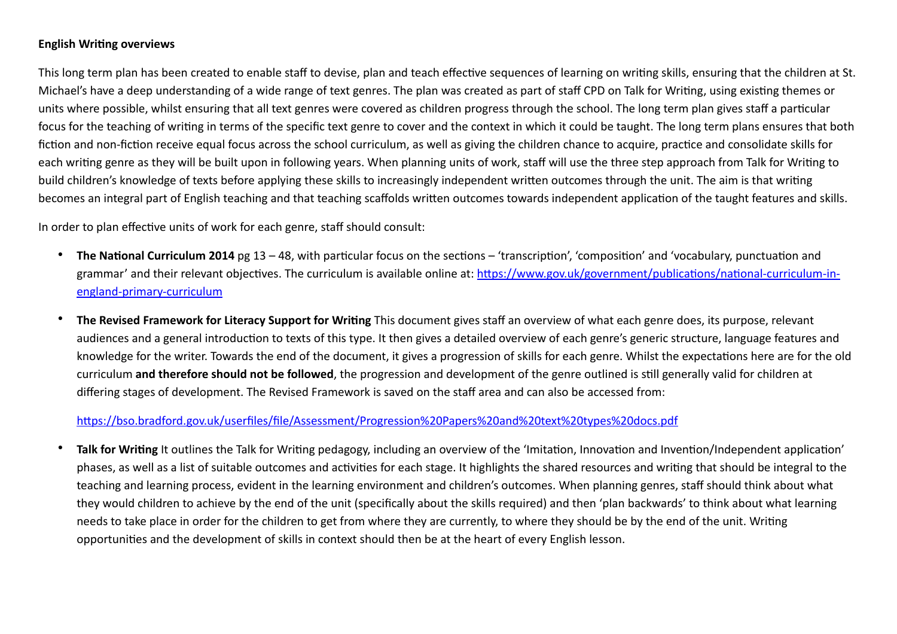**English Writing overviews**

This long term plan has been created to enable staff to devise, plan and teach effective sequences of learning on writing skills, ensuring that the children at St. Michael's have a deep understanding of a wide range of text genres. The plan was created as part of staff CPD on Talk for Writing, using existing themes or units where possible, whilst ensuring that all text genres were covered as children progress through the school. The long term plan gives staff a particular focus for the teaching of writing in terms of the specific text genre to cover and the context in which it could be taught. The long term plans ensures that both fiction and non-fiction receive equal focus across the school curriculum, as well as giving the children chance to acquire, practice and consolidate skills for each writing genre as they will be built upon in following years. When planning units of work, staff will use the three step approach from Talk for Writing to build children's knowledge of texts before applying these skills to increasingly independent written outcomes through the unit. The aim is that writing becomes an integral part of English teaching and that teaching scaffolds written outcomes towards independent application of the taught features and skills.

In order to plan effective units of work for each genre, staff should consult:

- **The National Curriculum 2014** pg 13 – 48, with particular focus on the sections – 'transcription', 'composition' and 'vocabulary, punctuation and grammar' and their relevant objectives. The curriculum is available online at: [https://www.gov.uk/government/publications/national-curriculum-in-england-primary-curriculum](https://www.gov.uk/government/publications/national-curriculum-in-england-primary-curriculum)

- **The Revised Framework for Literacy Support for Writing** This document gives staff an overview of what each genre does, its purpose, relevant audiences and a general introduction to texts of this type. It then gives a detailed overview of each genre's generic structure, language features and knowledge for the writer. Towards the end of the document, it gives a progression of skills for each genre. Whilst the expectations here are for the old curriculum **and therefore should not be followed**, the progression and development of the genre outlined is still generally valid for children at differing stages of development. The Revised Framework is saved on the staff area and can also be accessed from:

  [https://bso.bradford.gov.uk/userfiles/file/Assessment/Progression%20Papers%20and%20text%20types%20docs.pdf](https://bso.bradford.gov.uk/userfiles/file/Assessment/Progression%20Papers%20and%20text%20types%20docs.pdf)

- **Talk for Writing** It outlines the Talk for Writing pedagogy, including an overview of the 'Imitation, Innovation and Invention/Independent application' phases, as well as a list of suitable outcomes and activities for each stage. It highlights the shared resources and writing that should be integral to the teaching and learning process, evident in the learning environment and children's outcomes. When planning genres, staff should think about what they would children to achieve by the end of the unit (specifically about the skills required) and then 'plan backwards' to think about what learning needs to take place in order for the children to get from where they are currently, to where they should be by the end of the unit. Writing opportunities and the development of skills in context should then be at the heart of every English lesson.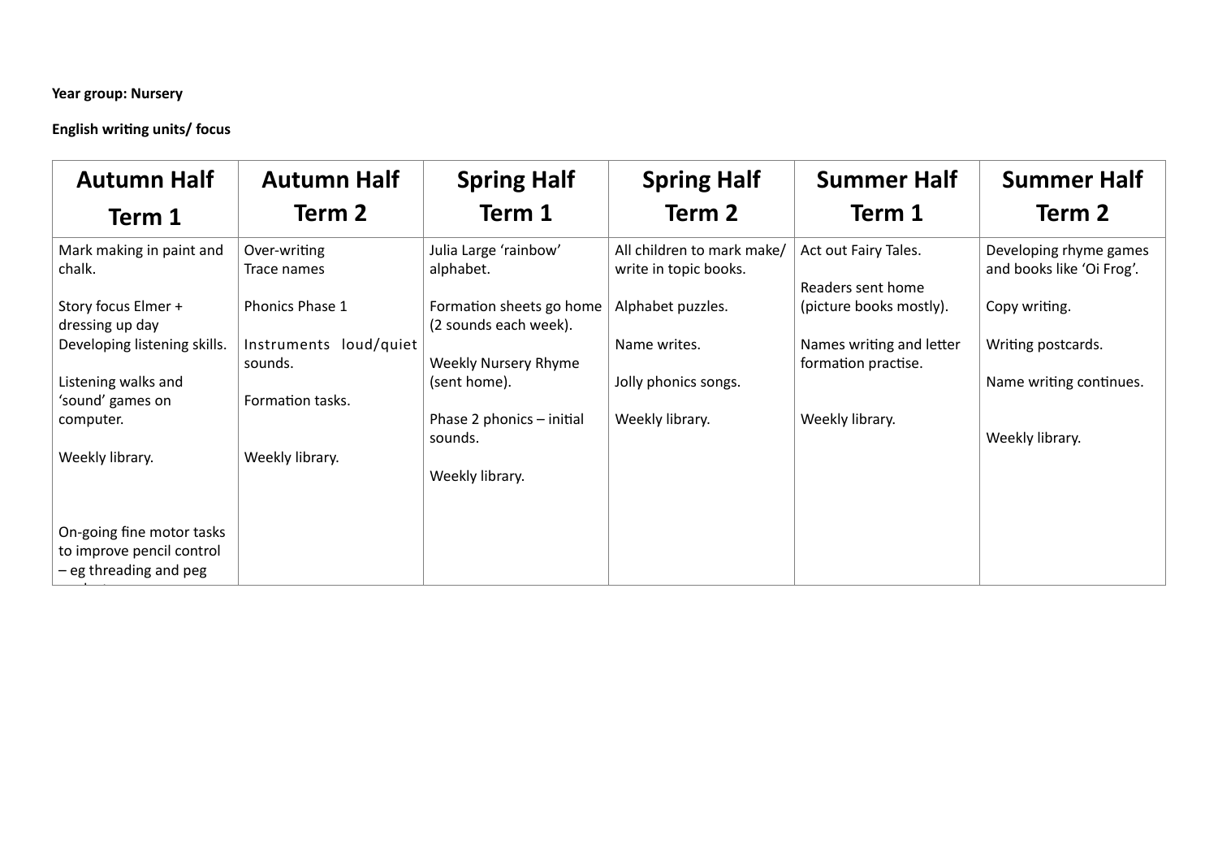**Year group: Nursery**

**English writing units/ focus**

| Autumn Half Term 1 | Autumn Half Term 2 | Spring Half Term 1 | Spring Half Term 2 | Summer Half Term 1 | Summer Half Term 2 |
|---|---|---|---|---|---|
| Mark making in paint and chalk.<br><br>Story focus Elmer + dressing up day<br>Developing listening skills.<br><br>Listening walks and 'sound' games on computer.<br><br>Weekly library.<br><br>On-going fine motor tasks to improve pencil control – eg threading and peg | Over-writing<br>Trace names<br><br>Phonics Phase 1<br><br>Instruments loud/quiet sounds.<br><br>Formation tasks.<br><br>Weekly library. | Julia Large 'rainbow' alphabet.<br><br>Formation sheets go home (2 sounds each week).<br><br>Weekly Nursery Rhyme (sent home).<br><br>Phase 2 phonics – initial sounds.<br><br>Weekly library. | All children to mark make/ write in topic books.<br><br>Alphabet puzzles.<br><br>Name writes.<br><br>Jolly phonics songs.<br><br>Weekly library. | Act out Fairy Tales.<br><br>Readers sent home (picture books mostly).<br><br>Names writing and letter formation practise.<br><br>Weekly library. | Developing rhyme games and books like 'Oi Frog'.<br><br>Copy writing.<br><br>Writing postcards.<br><br>Name writing continues.<br><br>Weekly library. |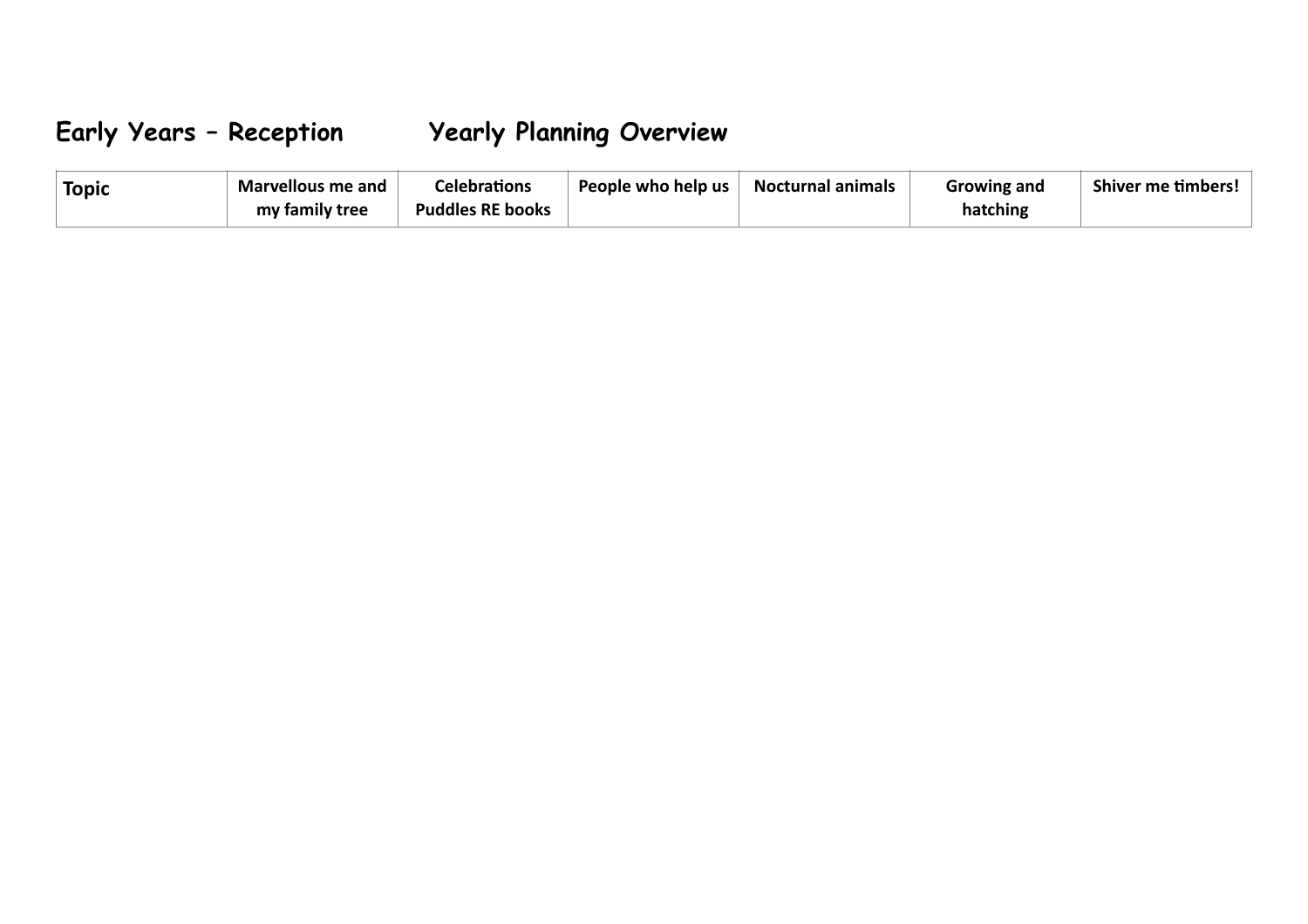# Early Years – Reception Yearly Planning Overview

| Topic | Marvellous me and my family tree | Celebrations Puddles RE books | People who help us | Nocturnal animals | Growing and hatching | Shiver me timbers! |
|---|---|---|---|---|---|---|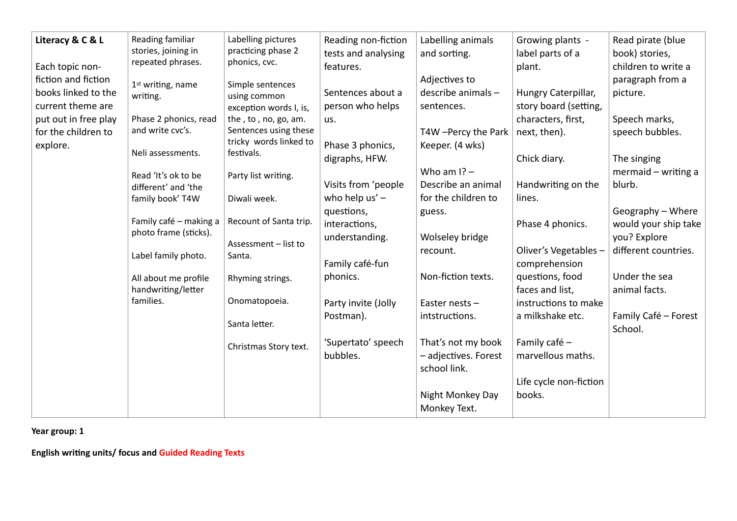| **Literacy & C & L**<br><br>Each topic non-fiction and fiction books linked to the current theme are put out in free play for the children to explore. | Reading familiar stories, joining in repeated phrases.<br><br>1st writing, name writing.<br><br>Phase 2 phonics, read and write cvc's.<br><br>Neli assessments.<br><br>Read 'It's ok to be different' and 'the family book' T4W<br><br>Family café – making a photo frame (sticks).<br><br>Label family photo.<br><br>All about me profile handwriting/letter families. | Labelling pictures practicing phase 2 phonics, cvc.<br><br>Simple sentences using common exception words I, is, the , to , no, go, am. Sentences using these tricky words linked to festivals.<br><br>Party list writing.<br><br>Diwali week.<br><br>Recount of Santa trip.<br><br>Assessment – list to Santa.<br><br>Rhyming strings.<br><br>Onomatopoeia.<br><br>Santa letter.<br><br>Christmas Story text. | Reading non-fiction tests and analysing features.<br><br>Sentences about a person who helps us.<br><br>Phase 3 phonics, digraphs, HFW.<br><br>Visits from 'people who help us' – questions, interactions, understanding.<br><br>Family café-fun phonics.<br><br>Party invite (Jolly Postman).<br><br>'Supertato' speech bubbles. | Labelling animals and sorting.<br><br>Adjectives to describe animals – sentences.<br><br>T4W –Percy the Park Keeper. (4 wks)<br><br>Who am I? – Describe an animal for the children to guess.<br><br>Wolseley bridge recount.<br><br>Non-fiction texts.<br><br>Easter nests – intstructions.<br><br>That's not my book – adjectives. Forest school link.<br><br>Night Monkey Day Monkey Text. | Growing plants - label parts of a plant.<br><br>Hungry Caterpillar, story board (setting, characters, first, next, then).<br><br>Chick diary.<br><br>Handwriting on the lines.<br><br>Phase 4 phonics.<br><br>Oliver's Vegetables – comprehension questions, food faces and list, instructions to make a milkshake etc.<br><br>Family café – marvellous maths.<br><br>Life cycle non-fiction books. | Read pirate (blue book) stories, children to write a paragraph from a picture.<br><br>Speech marks, speech bubbles.<br><br>The singing mermaid – writing a blurb.<br><br>Geography – Where would your ship take you? Explore different countries.<br><br>Under the sea animal facts.<br><br>Family Café – Forest School. |
|---|---|---|---|---|---|---|

**Year group: 1**

**English writing units/ focus and Guided Reading Texts**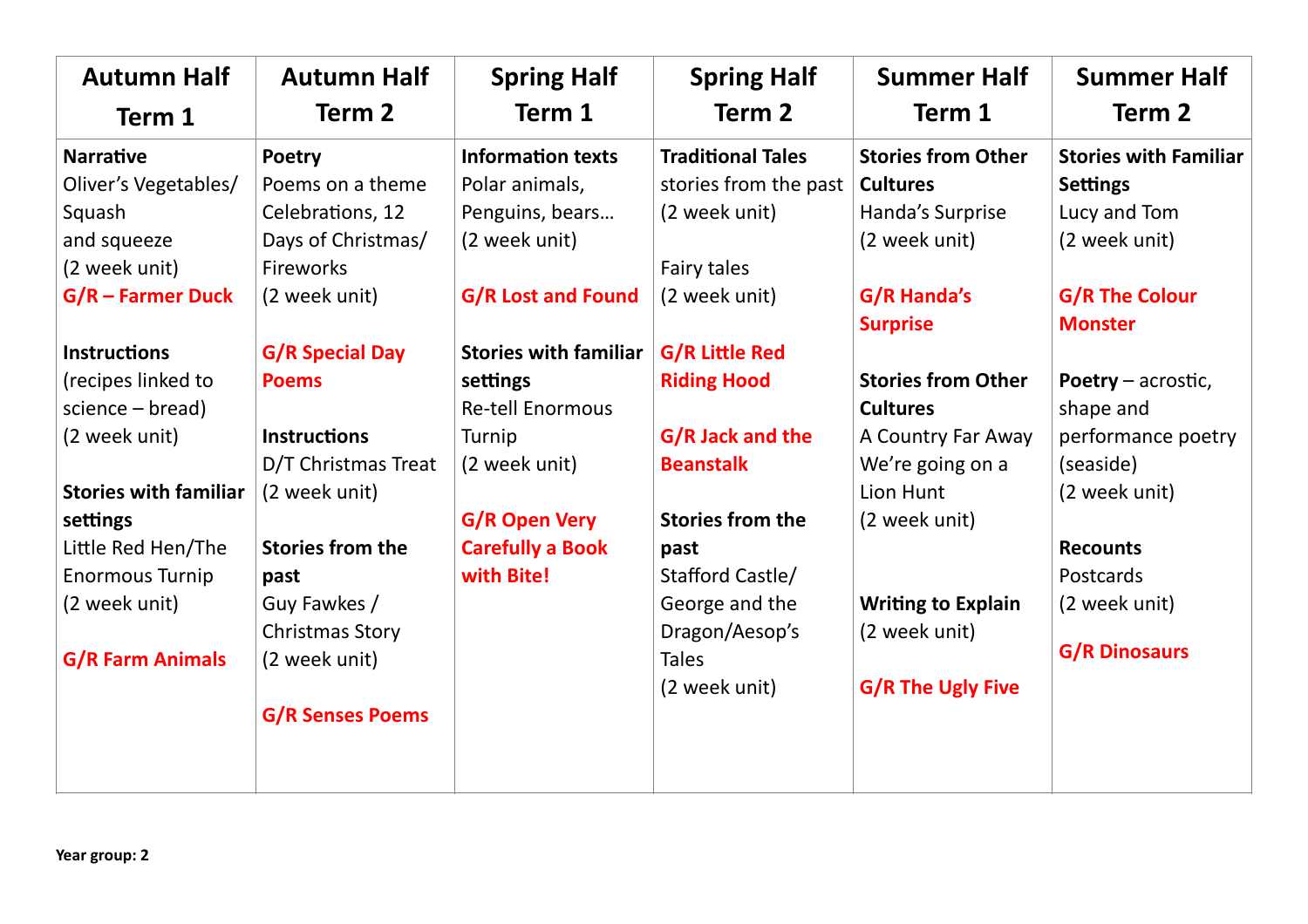| Autumn Half Term 1 | Autumn Half Term 2 | Spring Half Term 1 | Spring Half Term 2 | Summer Half Term 1 | Summer Half Term 2 |
|---|---|---|---|---|---|
| **Narrative**<br>Oliver's Vegetables/ Squash and squeeze<br>(2 week unit)<br>**G/R – Farmer Duck**<br><br>**Instructions**<br>(recipes linked to science – bread)<br>(2 week unit)<br><br>**Stories with familiar settings**<br>Little Red Hen/The Enormous Turnip<br>(2 week unit)<br><br>**G/R Farm Animals** | **Poetry**<br>Poems on a theme Celebrations, 12 Days of Christmas/ Fireworks<br>(2 week unit)<br><br>**G/R Special Day Poems**<br><br>**Instructions**<br>D/T Christmas Treat<br>(2 week unit)<br><br>**Stories from the past**<br>Guy Fawkes / Christmas Story<br>(2 week unit)<br><br>**G/R Senses Poems** | **Information texts**<br>Polar animals, Penguins, bears…<br>(2 week unit)<br><br>**G/R Lost and Found**<br><br>**Stories with familiar settings**<br>Re-tell Enormous Turnip<br>(2 week unit)<br><br>**G/R Open Very Carefully a Book with Bite!** | **Traditional Tales**<br>stories from the past<br>(2 week unit)<br><br>Fairy tales<br>(2 week unit)<br><br>**G/R Little Red Riding Hood**<br><br>**G/R Jack and the Beanstalk**<br><br>**Stories from the past**<br>Stafford Castle/ George and the Dragon/Aesop's Tales<br>(2 week unit) | **Stories from Other Cultures**<br>Handa's Surprise<br>(2 week unit)<br><br>**G/R Handa's Surprise**<br><br>**Stories from Other Cultures**<br>A Country Far Away We're going on a Lion Hunt<br>(2 week unit)<br><br>**Writing to Explain**<br>(2 week unit)<br><br>**G/R The Ugly Five** | **Stories with Familiar Settings**<br>Lucy and Tom<br>(2 week unit)<br><br>**G/R The Colour Monster**<br><br>**Poetry** – acrostic, shape and performance poetry (seaside)<br>(2 week unit)<br><br>**Recounts**<br>Postcards<br>(2 week unit)<br><br>**G/R Dinosaurs** |

**Year group: 2**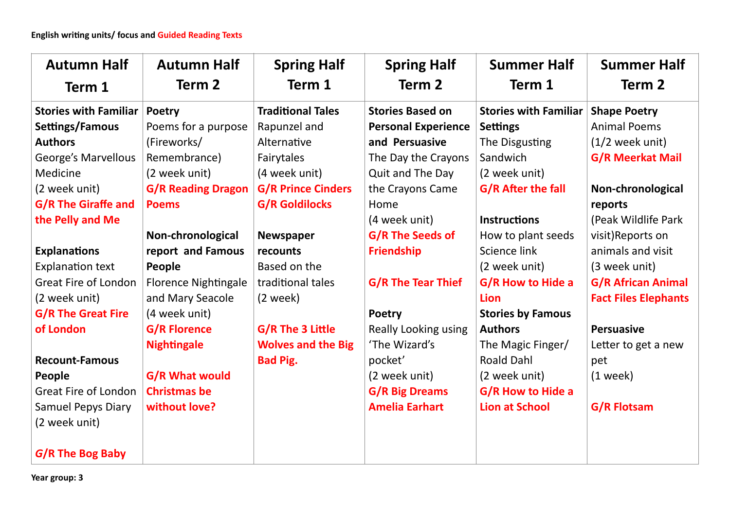**English writing units/ focus and Guided Reading Texts**

| Autumn Half Term 1 | Autumn Half Term 2 | Spring Half Term 1 | Spring Half Term 2 | Summer Half Term 1 | Summer Half Term 2 |
|---|---|---|---|---|---|
| **Stories with Familiar Settings/Famous Authors**<br>George's Marvellous Medicine<br>(2 week unit)<br>**G/R The Giraffe and the Pelly and Me**<br><br>**Explanations**<br>Explanation text Great Fire of London<br>(2 week unit)<br>**G/R The Great Fire of London**<br><br>**Recount-Famous People**<br>Great Fire of London Samuel Pepys Diary<br>(2 week unit)<br><br>**G/R The Bog Baby** | **Poetry**<br>Poems for a purpose (Fireworks/ Remembrance)<br>(2 week unit)<br>**G/R Reading Dragon Poems**<br><br>**Non-chronological report and Famous People**<br>Florence Nightingale and Mary Seacole<br>(4 week unit)<br>**G/R Florence Nightingale**<br><br>**G/R What would Christmas be without love?** | **Traditional Tales**<br>Rapunzel and Alternative Fairytales<br>(4 week unit)<br>**G/R Prince Cinders**<br>**G/R Goldilocks**<br><br>**Newspaper recounts**<br>Based on the traditional tales<br>(2 week)<br><br>**G/R The 3 Little Wolves and the Big Bad Pig.** | **Stories Based on Personal Experience and Persuasive**<br>The Day the Crayons Quit and The Day the Crayons Came Home<br>(4 week unit)<br>**G/R The Seeds of Friendship**<br><br>**G/R The Tear Thief**<br><br>**Poetry**<br>Really Looking using 'The Wizard's pocket'<br>(2 week unit)<br>**G/R Big Dreams Amelia Earhart** | **Stories with Familiar Settings**<br>The Disgusting Sandwich<br>(2 week unit)<br>**G/R After the fall**<br><br>**Instructions**<br>How to plant seeds Science link<br>(2 week unit)<br>**G/R How to Hide a Lion**<br>**Stories by Famous Authors**<br>The Magic Finger/ Roald Dahl<br>(2 week unit)<br>**G/R How to Hide a Lion at School** | **Shape Poetry**<br>Animal Poems<br>(1/2 week unit)<br>**G/R Meerkat Mail**<br><br>**Non-chronological reports**<br>(Peak Wildlife Park visit)Reports on animals and visit<br>(3 week unit)<br>**G/R African Animal Fact Files Elephants**<br><br>**Persuasive**<br>Letter to get a new pet<br>(1 week)<br><br>**G/R Flotsam** |

**Year group: 3**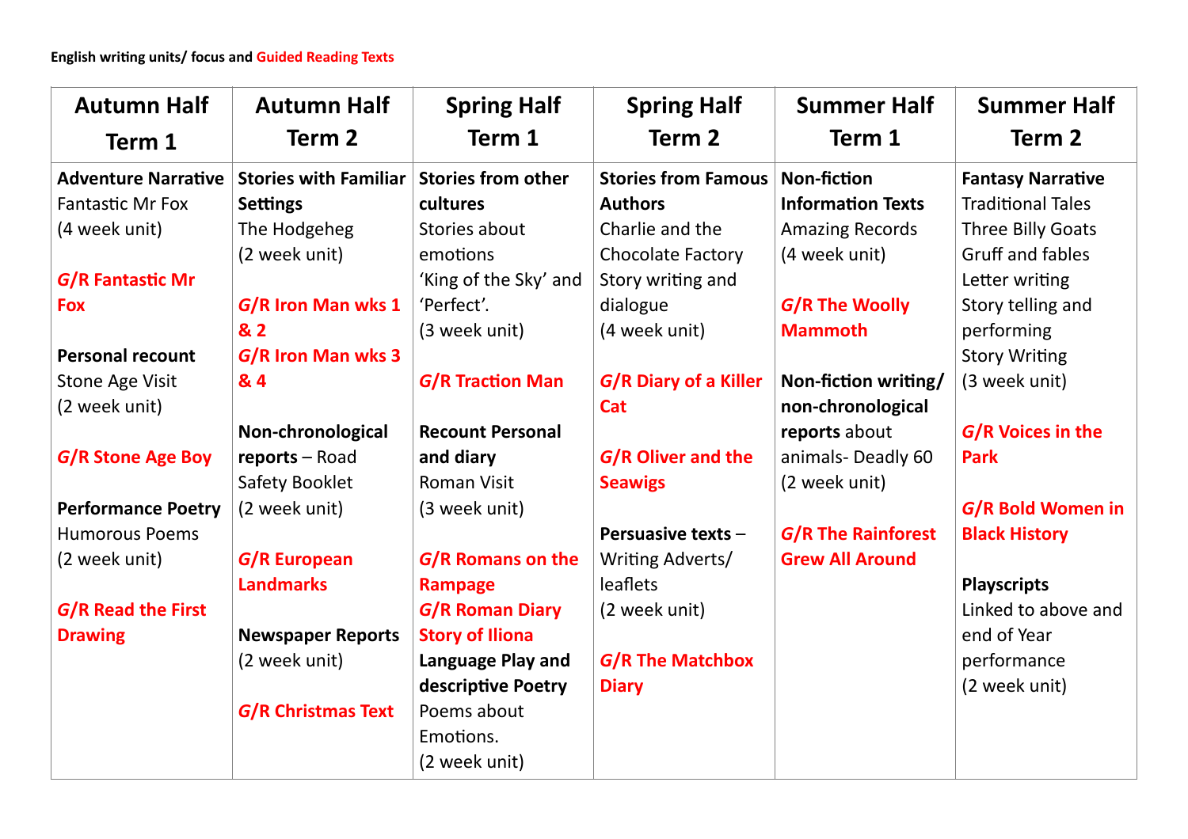English writing units/ focus and Guided Reading Texts

| Autumn Half Term 1 | Autumn Half Term 2 | Spring Half Term 1 | Spring Half Term 2 | Summer Half Term 1 | Summer Half Term 2 |
|---|---|---|---|---|---|
| **Adventure Narrative**<br>Fantastic Mr Fox<br>(4 week unit)<br><br>**G/R Fantastic Mr Fox**<br><br>**Personal recount**<br>Stone Age Visit<br>(2 week unit)<br><br>**G/R Stone Age Boy**<br><br>**Performance Poetry**<br>Humorous Poems<br>(2 week unit)<br><br>**G/R Read the First Drawing** | **Stories with Familiar Settings**<br>The Hodgeheg<br>(2 week unit)<br><br>**G/R Iron Man wks 1 & 2**<br>**G/R Iron Man wks 3 & 4**<br><br>**Non-chronological reports** – Road Safety Booklet<br>(2 week unit)<br><br>**G/R European Landmarks**<br><br>**Newspaper Reports**<br>(2 week unit)<br><br>**G/R Christmas Text** | **Stories from other cultures**<br>Stories about emotions<br>'King of the Sky' and 'Perfect'.<br>(3 week unit)<br><br>**G/R Traction Man**<br><br>**Recount Personal and diary**<br>Roman Visit<br>(3 week unit)<br><br>**G/R Romans on the Rampage**<br>**G/R Roman Diary Story of Iliona**<br>**Language Play and descriptive Poetry**<br>Poems about Emotions.<br>(2 week unit) | **Stories from Famous Authors**<br>Charlie and the Chocolate Factory<br>Story writing and dialogue<br>(4 week unit)<br><br>**G/R Diary of a Killer Cat**<br><br>**G/R Oliver and the Seawigs**<br><br>**Persuasive texts** – Writing Adverts/ leaflets<br>(2 week unit)<br><br>**G/R The Matchbox Diary** | **Non-fiction Information Texts**<br>Amazing Records<br>(4 week unit)<br><br>**G/R The Woolly Mammoth**<br><br>**Non-fiction writing/ non-chronological reports** about animals- Deadly 60<br>(2 week unit)<br><br>**G/R The Rainforest Grew All Around** | **Fantasy Narrative**<br>Traditional Tales<br>Three Billy Goats Gruff and fables<br>Letter writing<br>Story telling and performing<br>Story Writing<br>(3 week unit)<br><br>**G/R Voices in the Park**<br><br>**G/R Bold Women in Black History**<br><br>**Playscripts**<br>Linked to above and end of Year performance<br>(2 week unit) |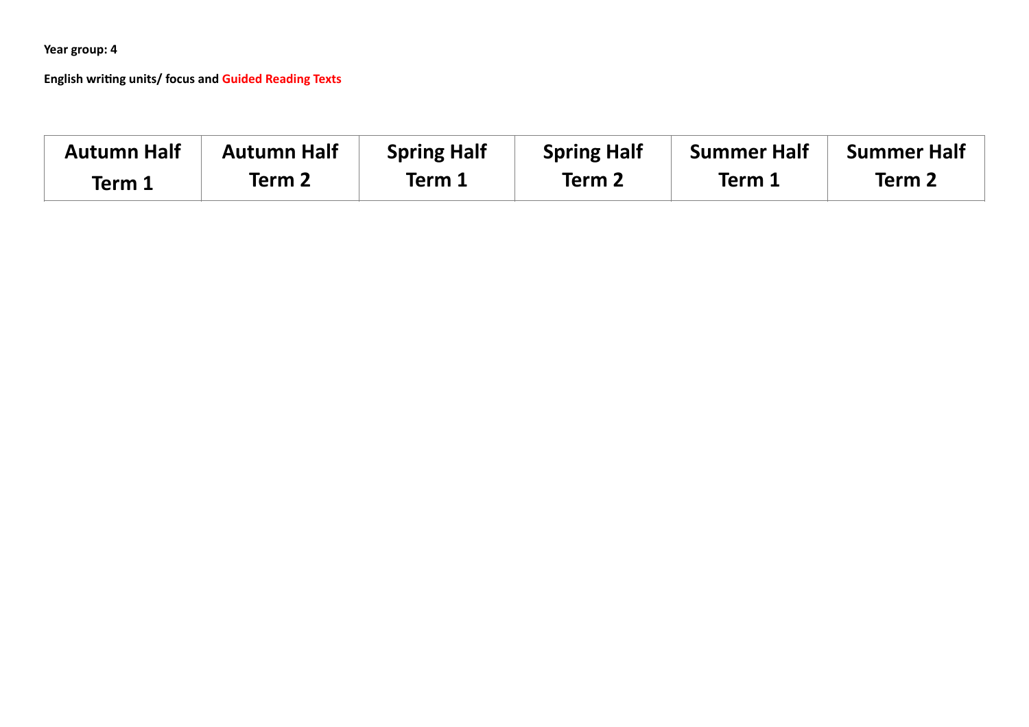**Year group: 4**

**English writing units/ focus and Guided Reading Texts**

| Autumn Half Term 1 | Autumn Half Term 2 | Spring Half Term 1 | Spring Half Term 2 | Summer Half Term 1 | Summer Half Term 2 |
|---|---|---|---|---|---|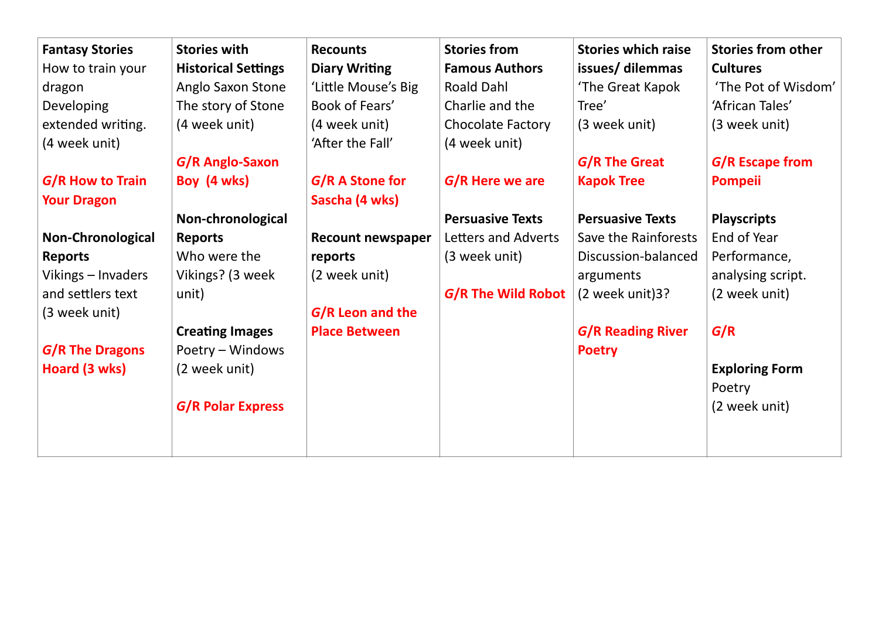| | | | | | |
|---|---|---|---|---|---|
| **Fantasy Stories**<br>How to train your dragon<br>Developing extended writing.<br>(4 week unit)<br><br>***G*/R How to Train Your Dragon**<br><br>**Non-Chronological Reports**<br>Vikings – Invaders and settlers text<br>(3 week unit)<br><br>***G*/R The Dragons Hoard (3 wks)** | **Stories with Historical Settings**<br>Anglo Saxon Stone<br>The story of Stone<br>(4 week unit)<br><br>***G*/R Anglo-Saxon Boy (4 wks)**<br><br>**Non-chronological Reports**<br>Who were the Vikings? (3 week unit)<br><br>**Creating Images**<br>Poetry – Windows<br>(2 week unit)<br><br>***G*/R Polar Express** | **Recounts**<br>**Diary Writing**<br>'Little Mouse's Big Book of Fears'<br>(4 week unit)<br>'After the Fall'<br><br>***G*/R A Stone for Sascha (4 wks)**<br><br>**Recount newspaper reports**<br>(2 week unit)<br><br>***G*/R Leon and the Place Between** | **Stories from Famous Authors**<br>Roald Dahl<br>Charlie and the Chocolate Factory<br>(4 week unit)<br><br>***G*/R Here we are**<br><br>**Persuasive Texts**<br>Letters and Adverts<br>(3 week unit)<br><br>***G*/R The Wild Robot** | **Stories which raise issues/ dilemmas**<br>'The Great Kapok Tree'<br>(3 week unit)<br><br>***G*/R The Great Kapok Tree**<br><br>**Persuasive Texts**<br>Save the Rainforests<br>Discussion-balanced arguments<br>(2 week unit)3?<br><br>***G*/R Reading River Poetry** | **Stories from other Cultures**<br>'The Pot of Wisdom'<br>'African Tales'<br>(3 week unit)<br><br>***G*/R Escape from Pompeii**<br><br>**Playscripts**<br>End of Year Performance, analysing script.<br>(2 week unit)<br><br>***G*/R**<br><br>**Exploring Form**<br>Poetry<br>(2 week unit) |